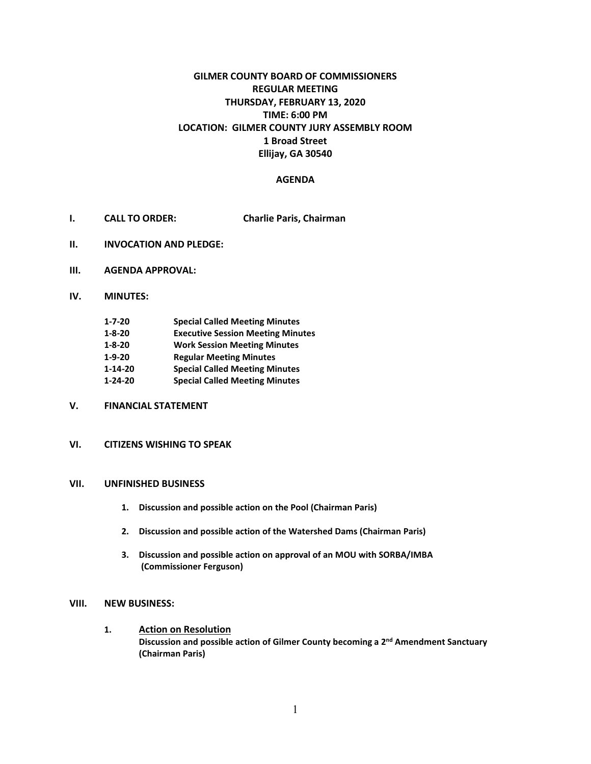# GILMER COUNTY BOARD OF COMMISSIONERS
## REGULAR MEETING
## THURSDAY, FEBRUARY 13, 2020
## TIME: 6:00 PM
## LOCATION: GILMER COUNTY JURY ASSEMBLY ROOM
## 1 Broad Street
## Ellijay, GA 30540

## AGENDA

**I. CALL TO ORDER:** **Charlie Paris, Chairman**

**II. INVOCATION AND PLEDGE:**

**III. AGENDA APPROVAL:**

**IV. MINUTES:**

**1-7-20 Special Called Meeting Minutes**
**1-8-20 Executive Session Meeting Minutes**
**1-8-20 Work Session Meeting Minutes**
**1-9-20 Regular Meeting Minutes**
**1-14-20 Special Called Meeting Minutes**
**1-24-20 Special Called Meeting Minutes**

**V. FINANCIAL STATEMENT**

**VI. CITIZENS WISHING TO SPEAK**

**VII. UNFINISHED BUSINESS**

1. **Discussion and possible action on the Pool (Chairman Paris)**

2. **Discussion and possible action of the Watershed Dams (Chairman Paris)**

3. **Discussion and possible action on approval of an MOU with SORBA/IMBA (Commissioner Ferguson)**

**VIII. NEW BUSINESS:**

1. **Action on Resolution**
   **Discussion and possible action of Gilmer County becoming a 2nd Amendment Sanctuary (Chairman Paris)**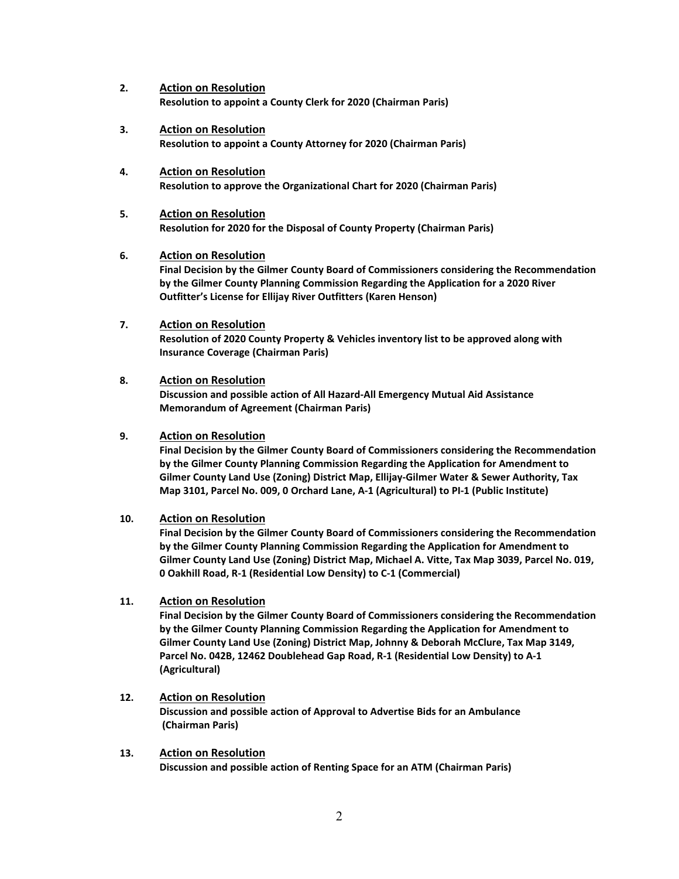2. **<u>Action on Resolution</u>**
   **Resolution to appoint a County Clerk for 2020 (Chairman Paris)**

3. **<u>Action on Resolution</u>**
   **Resolution to appoint a County Attorney for 2020 (Chairman Paris)**

4. **<u>Action on Resolution</u>**
   **Resolution to approve the Organizational Chart for 2020 (Chairman Paris)**

5. **<u>Action on Resolution</u>**
   **Resolution for 2020 for the Disposal of County Property (Chairman Paris)**

6. **<u>Action on Resolution</u>**
   **Final Decision by the Gilmer County Board of Commissioners considering the Recommendation by the Gilmer County Planning Commission Regarding the Application for a 2020 River Outfitter's License for Ellijay River Outfitters (Karen Henson)**

7. **<u>Action on Resolution</u>**
   **Resolution of 2020 County Property & Vehicles inventory list to be approved along with Insurance Coverage (Chairman Paris)**

8. **<u>Action on Resolution</u>**
   **Discussion and possible action of All Hazard-All Emergency Mutual Aid Assistance Memorandum of Agreement (Chairman Paris)**

9. **<u>Action on Resolution</u>**
   **Final Decision by the Gilmer County Board of Commissioners considering the Recommendation by the Gilmer County Planning Commission Regarding the Application for Amendment to Gilmer County Land Use (Zoning) District Map, Ellijay-Gilmer Water & Sewer Authority, Tax Map 3101, Parcel No. 009, 0 Orchard Lane, A-1 (Agricultural) to PI-1 (Public Institute)**

10. **<u>Action on Resolution</u>**
    **Final Decision by the Gilmer County Board of Commissioners considering the Recommendation by the Gilmer County Planning Commission Regarding the Application for Amendment to Gilmer County Land Use (Zoning) District Map, Michael A. Vitte, Tax Map 3039, Parcel No. 019, 0 Oakhill Road, R-1 (Residential Low Density) to C-1 (Commercial)**

11. **<u>Action on Resolution</u>**
    **Final Decision by the Gilmer County Board of Commissioners considering the Recommendation by the Gilmer County Planning Commission Regarding the Application for Amendment to Gilmer County Land Use (Zoning) District Map, Johnny & Deborah McClure, Tax Map 3149, Parcel No. 042B, 12462 Doublehead Gap Road, R-1 (Residential Low Density) to A-1 (Agricultural)**

12. **<u>Action on Resolution</u>**
    **Discussion and possible action of Approval to Advertise Bids for an Ambulance (Chairman Paris)**

13. **<u>Action on Resolution</u>**
    **Discussion and possible action of Renting Space for an ATM (Chairman Paris)**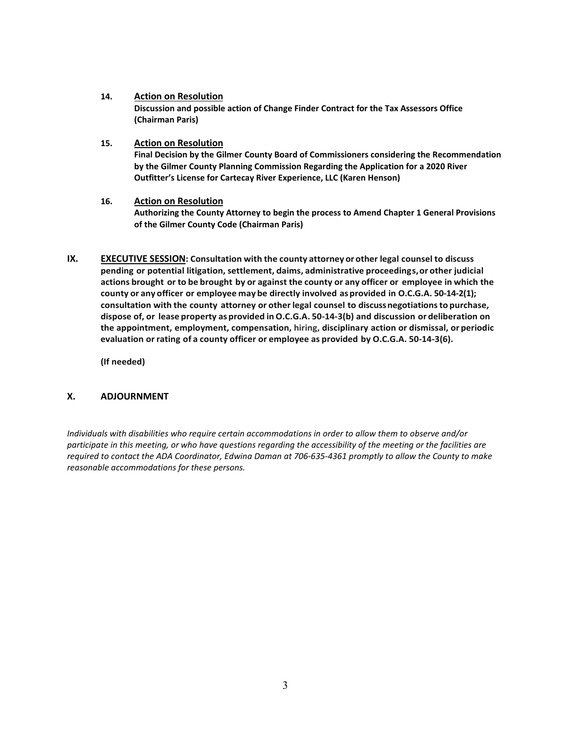**14. Action on Resolution**

**Discussion and possible action of Change Finder Contract for the Tax Assessors Office (Chairman Paris)**

**15. Action on Resolution**

**Final Decision by the Gilmer County Board of Commissioners considering the Recommendation by the Gilmer County Planning Commission Regarding the Application for a 2020 River Outfitter's License for Cartecay River Experience, LLC (Karen Henson)**

**16. Action on Resolution**

**Authorizing the County Attorney to begin the process to Amend Chapter 1 General Provisions of the Gilmer County Code (Chairman Paris)**

**IX. EXECUTIVE SESSION: Consultation with the county attorney or other legal counsel to discuss pending or potential litigation, settlement, daims, administrative proceedings, or other judicial actions brought or to be brought by or against the county or any officer or employee in which the county or any officer or employee may be directly involved as provided in O.C.G.A. 50-14-2(1); consultation with the county attorney or other legal counsel to discuss negotiations to purchase, dispose of, or lease property as provided in O.C.G.A. 50-14-3(b) and discussion or deliberation on the appointment, employment, compensation, hiring, disciplinary action or dismissal, or periodic evaluation or rating of a county officer or employee as provided by O.C.G.A. 50-14-3(6).**

**(If needed)**

## X. ADJOURNMENT

*Individuals with disabilities who require certain accommodations in order to allow them to observe and/or participate in this meeting, or who have questions regarding the accessibility of the meeting or the facilities are required to contact the ADA Coordinator, Edwina Daman at 706-635-4361 promptly to allow the County to make reasonable accommodations for these persons.*